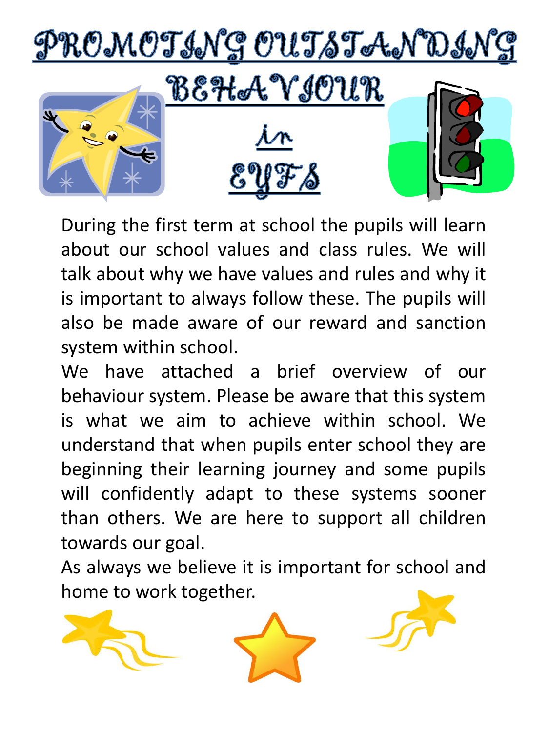# PROMOTING OUTSTANDING BEHAVIOUR in EYFS

During the first term at school the pupils will learn about our school values and class rules. We will talk about why we have values and rules and why it is important to always follow these. The pupils will also be made aware of our reward and sanction system within school.

We have attached a brief overview of our behaviour system. Please be aware that this system is what we aim to achieve within school. We understand that when pupils enter school they are beginning their learning journey and some pupils will confidently adapt to these systems sooner than others. We are here to support all children towards our goal.

As always we believe it is important for school and home to work together.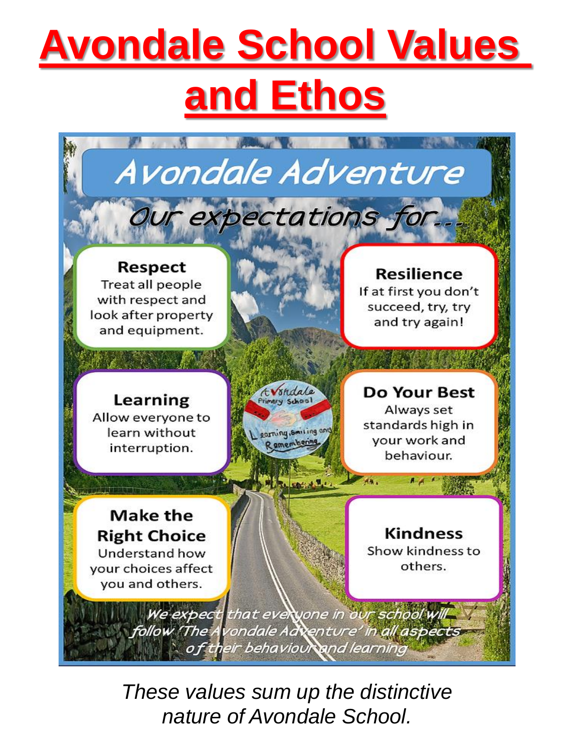# Avondale School Values and Ethos

## Avondale Adventure

*Our expectations for...*

**Respect**
Treat all people with respect and look after property and equipment.

**Resilience**
If at first you don't succeed, try, try and try again!

**Learning**
Allow everyone to learn without interruption.

Avondale Primary School
Learning, Smiling and Remembering

**Do Your Best**
Always set standards high in your work and behaviour.

**Make the Right Choice**
Understand how your choices affect you and others.

**Kindness**
Show kindness to others.

*We expect that everyone in our school will follow 'The Avondale Adventure' in all aspects of their behaviour and learning*

*These values sum up the distinctive nature of Avondale School.*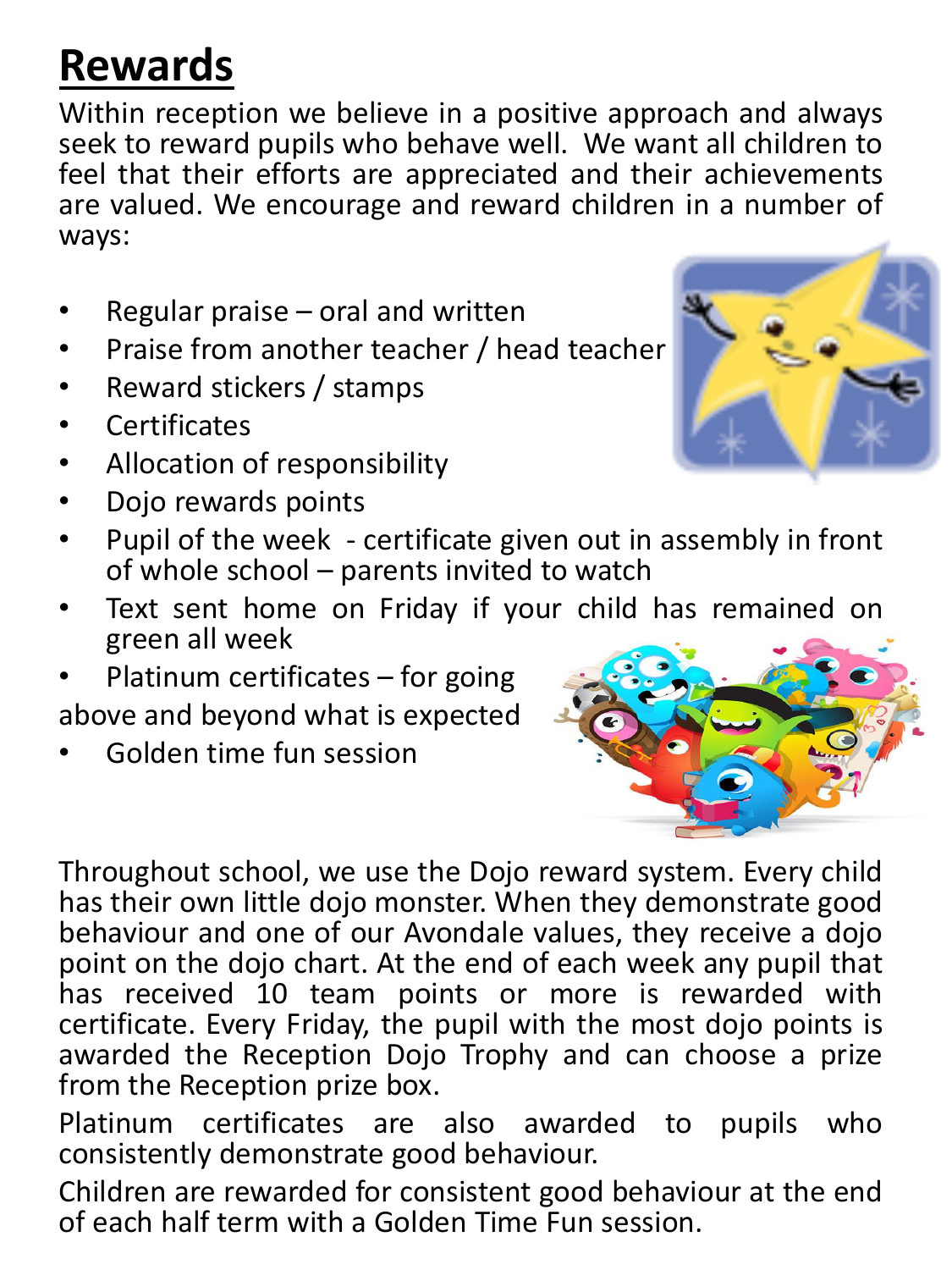# Rewards

Within reception we believe in a positive approach and always seek to reward pupils who behave well. We want all children to feel that their efforts are appreciated and their achievements are valued. We encourage and reward children in a number of ways:

- Regular praise – oral and written
- Praise from another teacher / head teacher
- Reward stickers / stamps
- Certificates
- Allocation of responsibility
- Dojo rewards points
- Pupil of the week - certificate given out in assembly in front of whole school – parents invited to watch
- Text sent home on Friday if your child has remained on green all week
- Platinum certificates – for going above and beyond what is expected
- Golden time fun session

Throughout school, we use the Dojo reward system. Every child has their own little dojo monster. When they demonstrate good behaviour and one of our Avondale values, they receive a dojo point on the dojo chart. At the end of each week any pupil that has received 10 team points or more is rewarded with certificate. Every Friday, the pupil with the most dojo points is awarded the Reception Dojo Trophy and can choose a prize from the Reception prize box.

Platinum certificates are also awarded to pupils who consistently demonstrate good behaviour.

Children are rewarded for consistent good behaviour at the end of each half term with a Golden Time Fun session.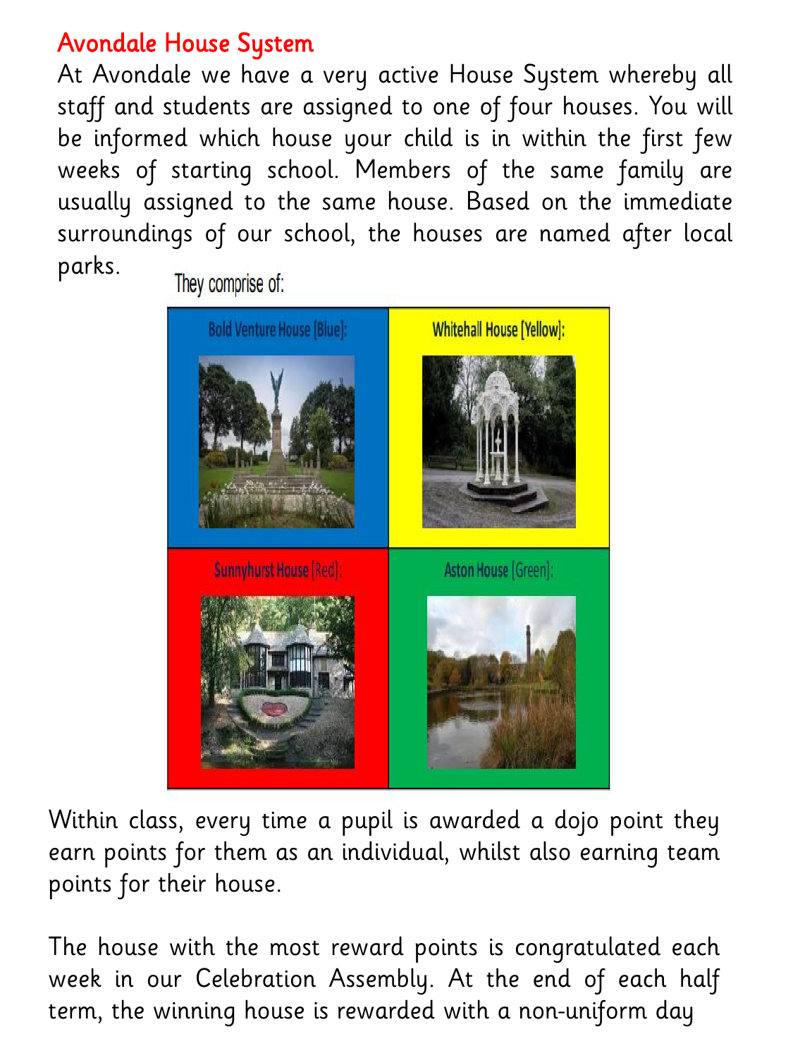## Avondale House System

At Avondale we have a very active House System whereby all staff and students are assigned to one of four houses. You will be informed which house your child is in within the first few weeks of starting school. Members of the same family are usually assigned to the same house. Based on the immediate surroundings of our school, the houses are named after local parks.

They comprise of:

| Bold Venture House [Blue]: | Whitehall House [Yellow]: |
| --- | --- |
| Sunnyhurst House [Red]: | Aston House [Green]: |

Within class, every time a pupil is awarded a dojo point they earn points for them as an individual, whilst also earning team points for their house.

The house with the most reward points is congratulated each week in our Celebration Assembly. At the end of each half term, the winning house is rewarded with a non-uniform day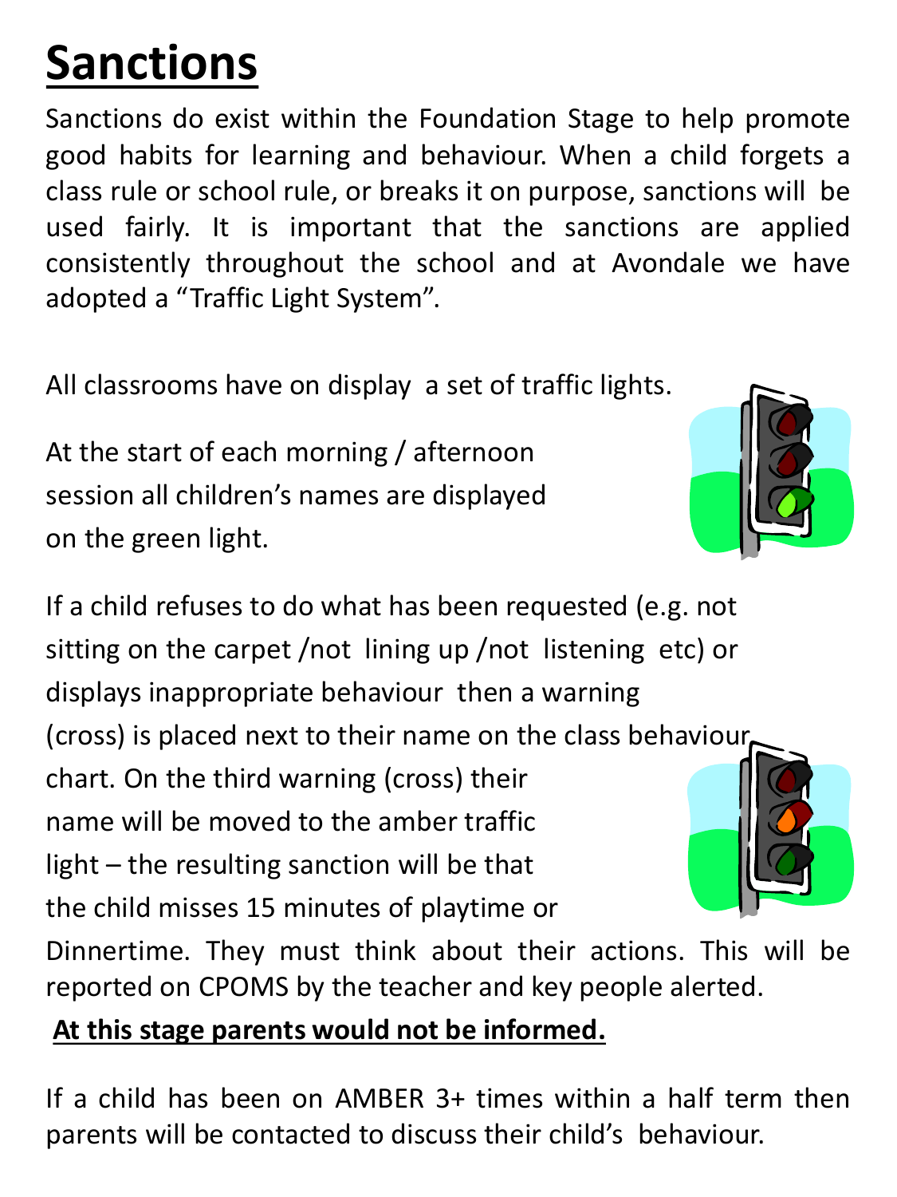# Sanctions

Sanctions do exist within the Foundation Stage to help promote good habits for learning and behaviour. When a child forgets a class rule or school rule, or breaks it on purpose, sanctions will be used fairly. It is important that the sanctions are applied consistently throughout the school and at Avondale we have adopted a "Traffic Light System".

All classrooms have on display a set of traffic lights.

At the start of each morning / afternoon session all children's names are displayed on the green light.

If a child refuses to do what has been requested (e.g. not sitting on the carpet /not lining up /not listening etc) or displays inappropriate behaviour then a warning (cross) is placed next to their name on the class behaviour chart. On the third warning (cross) their name will be moved to the amber traffic light – the resulting sanction will be that the child misses 15 minutes of playtime or Dinnertime. They must think about their actions. This will be reported on CPOMS by the teacher and key people alerted.

**At this stage parents would not be informed.**

If a child has been on AMBER 3+ times within a half term then parents will be contacted to discuss their child's behaviour.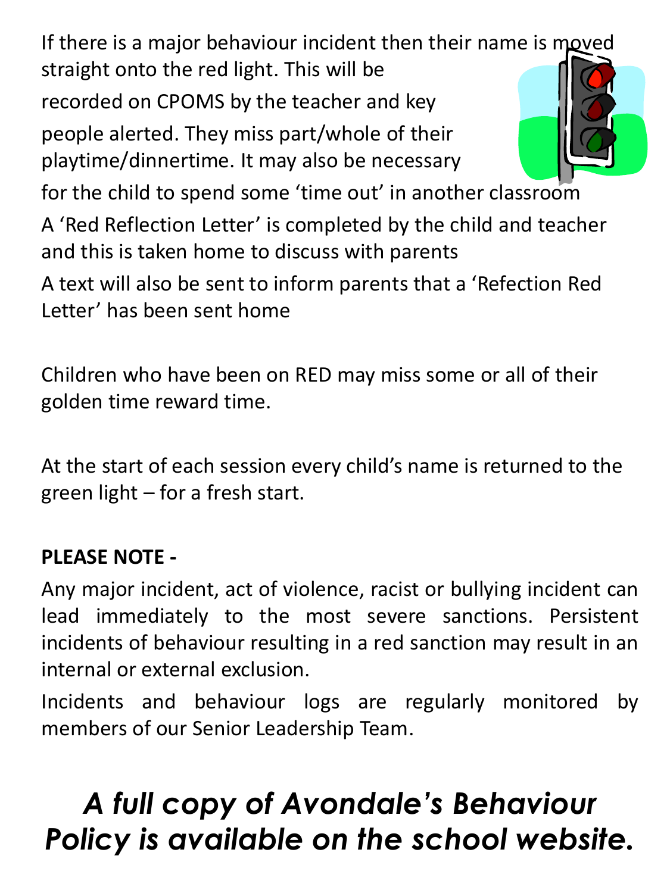If there is a major behaviour incident then their name is moved straight onto the red light. This will be recorded on CPOMS by the teacher and key people alerted. They miss part/whole of their playtime/dinnertime. It may also be necessary for the child to spend some 'time out' in another classroom

A 'Red Reflection Letter' is completed by the child and teacher and this is taken home to discuss with parents

A text will also be sent to inform parents that a 'Refection Red Letter' has been sent home

Children who have been on RED may miss some or all of their golden time reward time.

At the start of each session every child's name is returned to the green light – for a fresh start.

**PLEASE NOTE -**

Any major incident, act of violence, racist or bullying incident can lead immediately to the most severe sanctions. Persistent incidents of behaviour resulting in a red sanction may result in an internal or external exclusion.

Incidents and behaviour logs are regularly monitored by members of our Senior Leadership Team.

***A full copy of Avondale's Behaviour Policy is available on the school website.***